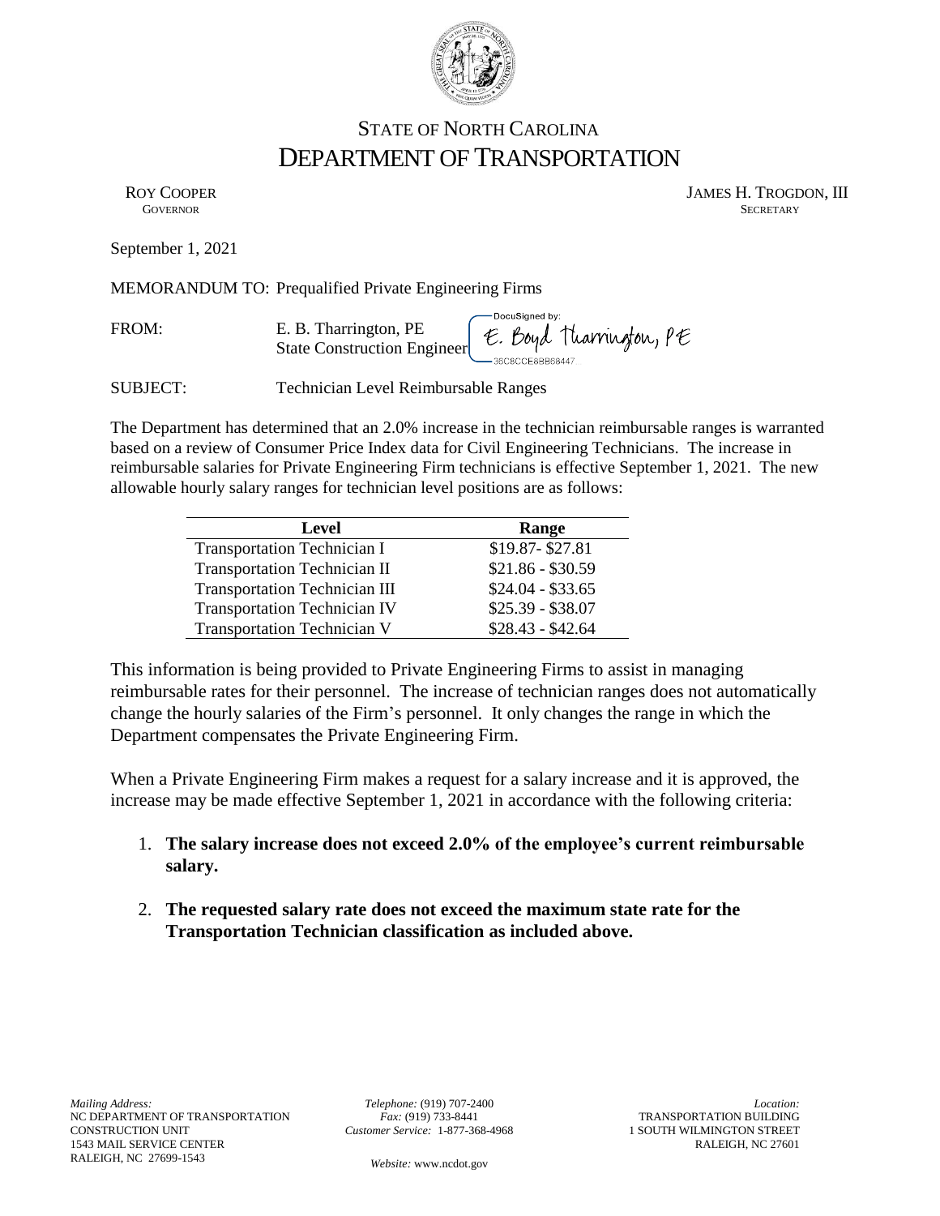# STATE OF NORTH CAROLINA
# DEPARTMENT OF TRANSPORTATION

ROY COOPER
GOVERNOR

JAMES H. TROGDON, III
SECRETARY

September 1, 2021

MEMORANDUM TO: Prequalified Private Engineering Firms

FROM: E. B. Tharrington, PE
State Construction Engineer

DocuSigned by: E. Boyd Tharrington, PE
36C8CCE8BB68447...

SUBJECT: Technician Level Reimbursable Ranges

The Department has determined that an 2.0% increase in the technician reimbursable ranges is warranted based on a review of Consumer Price Index data for Civil Engineering Technicians. The increase in reimbursable salaries for Private Engineering Firm technicians is effective September 1, 2021. The new allowable hourly salary ranges for technician level positions are as follows:

| Level | Range |
|---|---|
| Transportation Technician I | $19.87- $27.81 |
| Transportation Technician II | $21.86 - $30.59 |
| Transportation Technician III | $24.04 - $33.65 |
| Transportation Technician IV | $25.39 - $38.07 |
| Transportation Technician V | $28.43 - $42.64 |

This information is being provided to Private Engineering Firms to assist in managing reimbursable rates for their personnel. The increase of technician ranges does not automatically change the hourly salaries of the Firm's personnel. It only changes the range in which the Department compensates the Private Engineering Firm.

When a Private Engineering Firm makes a request for a salary increase and it is approved, the increase may be made effective September 1, 2021 in accordance with the following criteria:

1. **The salary increase does not exceed 2.0% of the employee's current reimbursable salary.**
2. **The requested salary rate does not exceed the maximum state rate for the Transportation Technician classification as included above.**

*Mailing Address:*
NC DEPARTMENT OF TRANSPORTATION
CONSTRUCTION UNIT
1543 MAIL SERVICE CENTER
RALEIGH, NC 27699-1543

*Telephone:* (919) 707-2400
*Fax:* (919) 733-8441
*Customer Service:* 1-877-368-4968

*Website:* www.ncdot.gov

*Location:*
TRANSPORTATION BUILDING
1 SOUTH WILMINGTON STREET
RALEIGH, NC 27601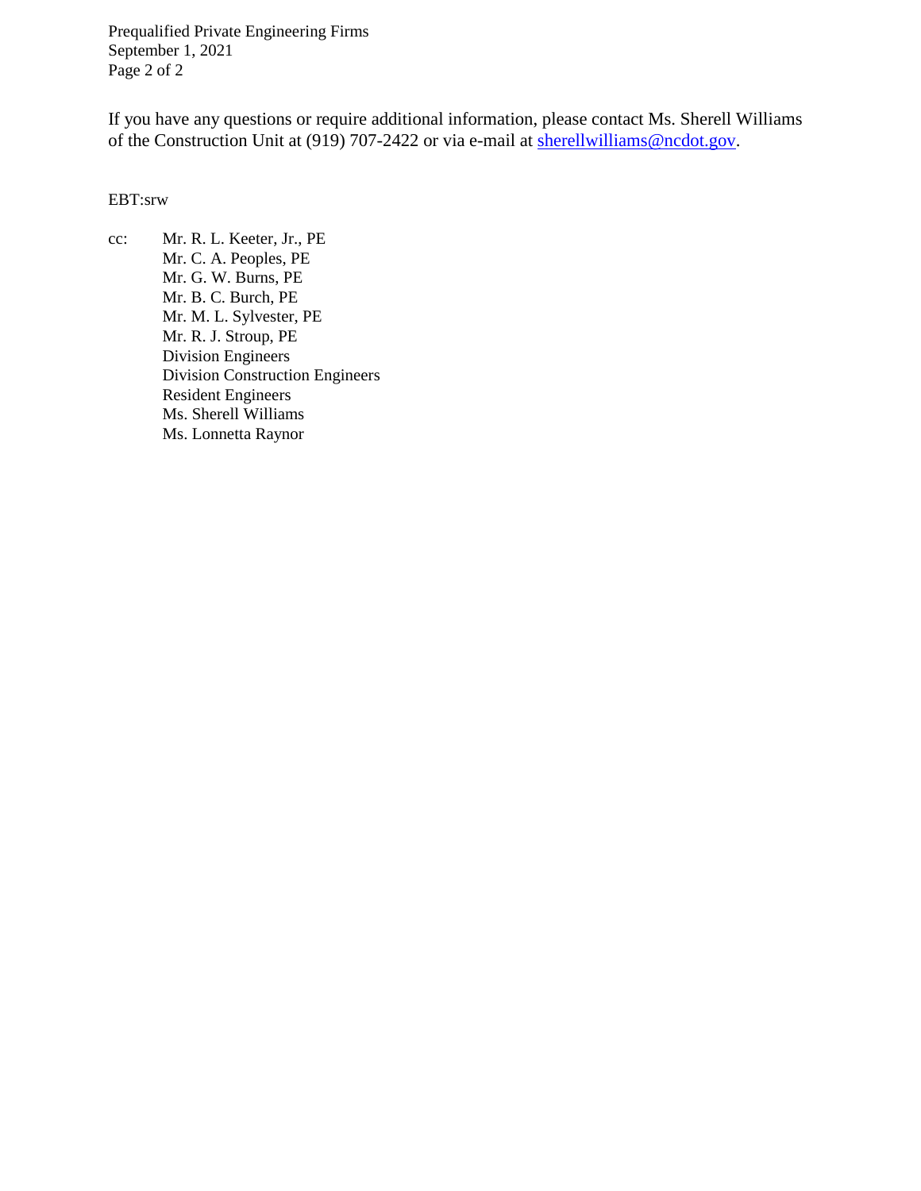If you have any questions or require additional information, please contact Ms. Sherell Williams of the Construction Unit at (919) 707-2422 or via e-mail at sherellwilliams@ncdot.gov.

EBT:srw

cc: Mr. R. L. Keeter, Jr., PE
Mr. C. A. Peoples, PE
Mr. G. W. Burns, PE
Mr. B. C. Burch, PE
Mr. M. L. Sylvester, PE
Mr. R. J. Stroup, PE
Division Engineers
Division Construction Engineers
Resident Engineers
Ms. Sherell Williams
Ms. Lonnetta Raynor